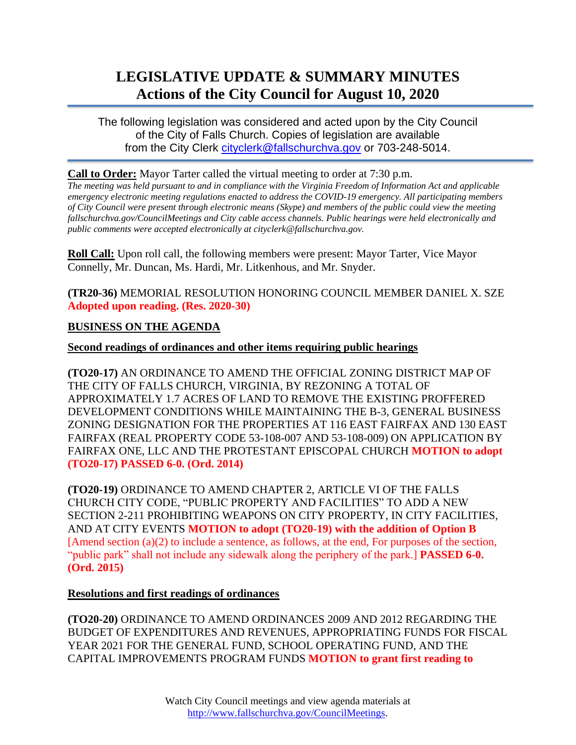# LEGISLATIVE UPDATE & SUMMARY MINUTES
## Actions of the City Council for August 10, 2020

The following legislation was considered and acted upon by the City Council of the City of Falls Church. Copies of legislation are available from the City Clerk cityclerk@fallschurchva.gov or 703-248-5014.

**Call to Order:** Mayor Tarter called the virtual meeting to order at 7:30 p.m.
*The meeting was held pursuant to and in compliance with the Virginia Freedom of Information Act and applicable emergency electronic meeting regulations enacted to address the COVID-19 emergency. All participating members of City Council were present through electronic means (Skype) and members of the public could view the meeting fallschurchva.gov/CouncilMeetings and City cable access channels. Public hearings were held electronically and public comments were accepted electronically at cityclerk@fallschurchva.gov.*

**Roll Call:** Upon roll call, the following members were present: Mayor Tarter, Vice Mayor Connelly, Mr. Duncan, Ms. Hardi, Mr. Litkenhous, and Mr. Snyder.

**(TR20-36)** MEMORIAL RESOLUTION HONORING COUNCIL MEMBER DANIEL X. SZE **Adopted upon reading. (Res. 2020-30)**

**BUSINESS ON THE AGENDA**

**Second readings of ordinances and other items requiring public hearings**

**(TO20-17)** AN ORDINANCE TO AMEND THE OFFICIAL ZONING DISTRICT MAP OF THE CITY OF FALLS CHURCH, VIRGINIA, BY REZONING A TOTAL OF APPROXIMATELY 1.7 ACRES OF LAND TO REMOVE THE EXISTING PROFFERED DEVELOPMENT CONDITIONS WHILE MAINTAINING THE B-3, GENERAL BUSINESS ZONING DESIGNATION FOR THE PROPERTIES AT 116 EAST FAIRFAX AND 130 EAST FAIRFAX (REAL PROPERTY CODE 53-108-007 AND 53-108-009) ON APPLICATION BY FAIRFAX ONE, LLC AND THE PROTESTANT EPISCOPAL CHURCH **MOTION to adopt (TO20-17) PASSED 6-0. (Ord. 2014)**

**(TO20-19)** ORDINANCE TO AMEND CHAPTER 2, ARTICLE VI OF THE FALLS CHURCH CITY CODE, "PUBLIC PROPERTY AND FACILITIES" TO ADD A NEW SECTION 2-211 PROHIBITING WEAPONS ON CITY PROPERTY, IN CITY FACILITIES, AND AT CITY EVENTS **MOTION to adopt (TO20-19) with the addition of Option B** [Amend section (a)(2) to include a sentence, as follows, at the end, For purposes of the section, "public park" shall not include any sidewalk along the periphery of the park.] **PASSED 6-0. (Ord. 2015)**

**Resolutions and first readings of ordinances**

**(TO20-20)** ORDINANCE TO AMEND ORDINANCES 2009 AND 2012 REGARDING THE BUDGET OF EXPENDITURES AND REVENUES, APPROPRIATING FUNDS FOR FISCAL YEAR 2021 FOR THE GENERAL FUND, SCHOOL OPERATING FUND, AND THE CAPITAL IMPROVEMENTS PROGRAM FUNDS **MOTION to grant first reading to**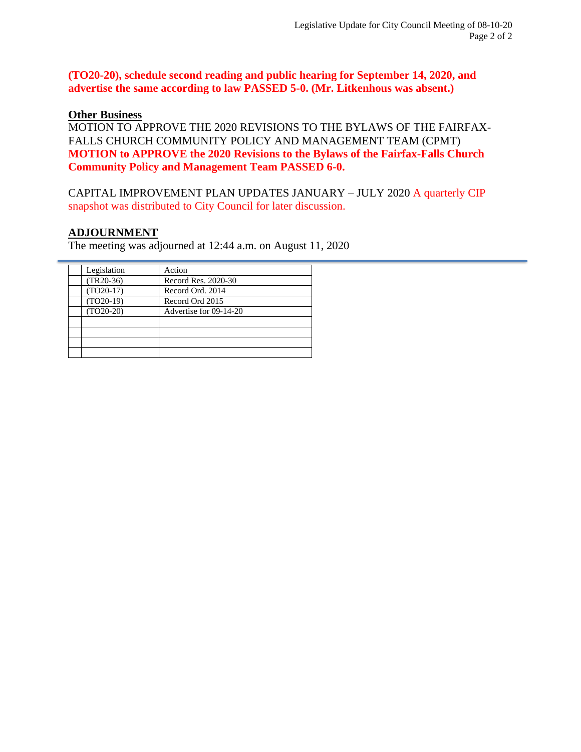**(TO20-20), schedule second reading and public hearing for September 14, 2020, and advertise the same according to law PASSED 5-0. (Mr. Litkenhous was absent.)**

## Other Business

MOTION TO APPROVE THE 2020 REVISIONS TO THE BYLAWS OF THE FAIRFAX-FALLS CHURCH COMMUNITY POLICY AND MANAGEMENT TEAM (CPMT)
**MOTION to APPROVE the 2020 Revisions to the Bylaws of the Fairfax-Falls Church Community Policy and Management Team PASSED 6-0.**

CAPITAL IMPROVEMENT PLAN UPDATES JANUARY – JULY 2020 A quarterly CIP snapshot was distributed to City Council for later discussion.

## ADJOURNMENT

The meeting was adjourned at 12:44 a.m. on August 11, 2020

| | Legislation | Action |
|---|---|---|
| | (TR20-36) | Record Res. 2020-30 |
| | (TO20-17) | Record Ord. 2014 |
| | (TO20-19) | Record Ord 2015 |
| | (TO20-20) | Advertise for 09-14-20 |
| | | |
| | | |
| | | |
| | | |